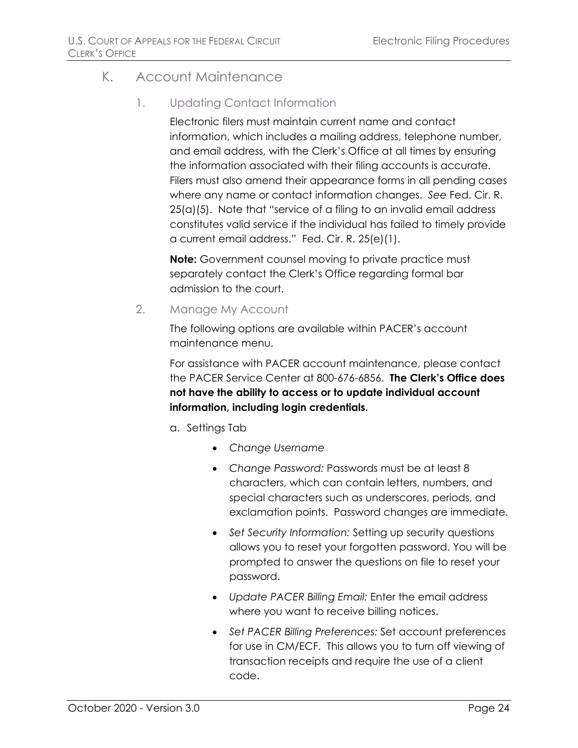## K. Account Maintenance

### 1. Updating Contact Information

Electronic filers must maintain current name and contact information, which includes a mailing address, telephone number, and email address, with the Clerk's Office at all times by ensuring the information associated with their filing accounts is accurate. Filers must also amend their appearance forms in all pending cases where any name or contact information changes. *See* Fed. Cir. R. 25(a)(5). Note that "service of a filing to an invalid email address constitutes valid service if the individual has failed to timely provide a current email address." Fed. Cir. R. 25(e)(1).

**Note:** Government counsel moving to private practice must separately contact the Clerk's Office regarding formal bar admission to the court.

### 2. Manage My Account

The following options are available within PACER's account maintenance menu.

For assistance with PACER account maintenance, please contact the PACER Service Center at 800-676-6856. **The Clerk's Office does not have the ability to access or to update individual account information, including login credentials.**

a. Settings Tab

- *Change Username*
- *Change Password:* Passwords must be at least 8 characters, which can contain letters, numbers, and special characters such as underscores, periods, and exclamation points. Password changes are immediate.
- *Set Security Information:* Setting up security questions allows you to reset your forgotten password. You will be prompted to answer the questions on file to reset your password.
- *Update PACER Billing Email:* Enter the email address where you want to receive billing notices.
- *Set PACER Billing Preferences:* Set account preferences for use in CM/ECF. This allows you to turn off viewing of transaction receipts and require the use of a client code.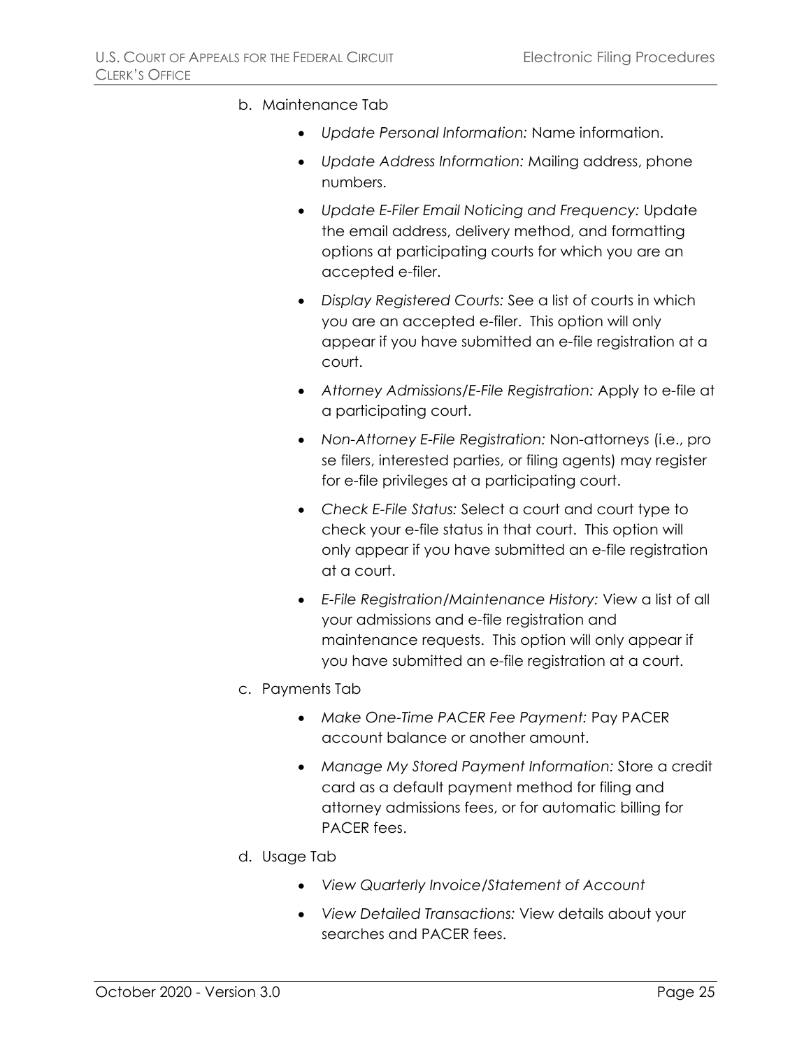b. Maintenance Tab

- *Update Personal Information:* Name information.
- *Update Address Information:* Mailing address, phone numbers.
- *Update E-Filer Email Noticing and Frequency:* Update the email address, delivery method, and formatting options at participating courts for which you are an accepted e-filer.
- *Display Registered Courts:* See a list of courts in which you are an accepted e-filer. This option will only appear if you have submitted an e-file registration at a court.
- *Attorney Admissions/E-File Registration:* Apply to e-file at a participating court.
- *Non-Attorney E-File Registration:* Non-attorneys (i.e., pro se filers, interested parties, or filing agents) may register for e-file privileges at a participating court.
- *Check E-File Status:* Select a court and court type to check your e-file status in that court. This option will only appear if you have submitted an e-file registration at a court.
- *E-File Registration/Maintenance History:* View a list of all your admissions and e-file registration and maintenance requests. This option will only appear if you have submitted an e-file registration at a court.

c. Payments Tab

- *Make One-Time PACER Fee Payment:* Pay PACER account balance or another amount.
- *Manage My Stored Payment Information:* Store a credit card as a default payment method for filing and attorney admissions fees, or for automatic billing for PACER fees.

d. Usage Tab

- *View Quarterly Invoice/Statement of Account*
- *View Detailed Transactions:* View details about your searches and PACER fees.